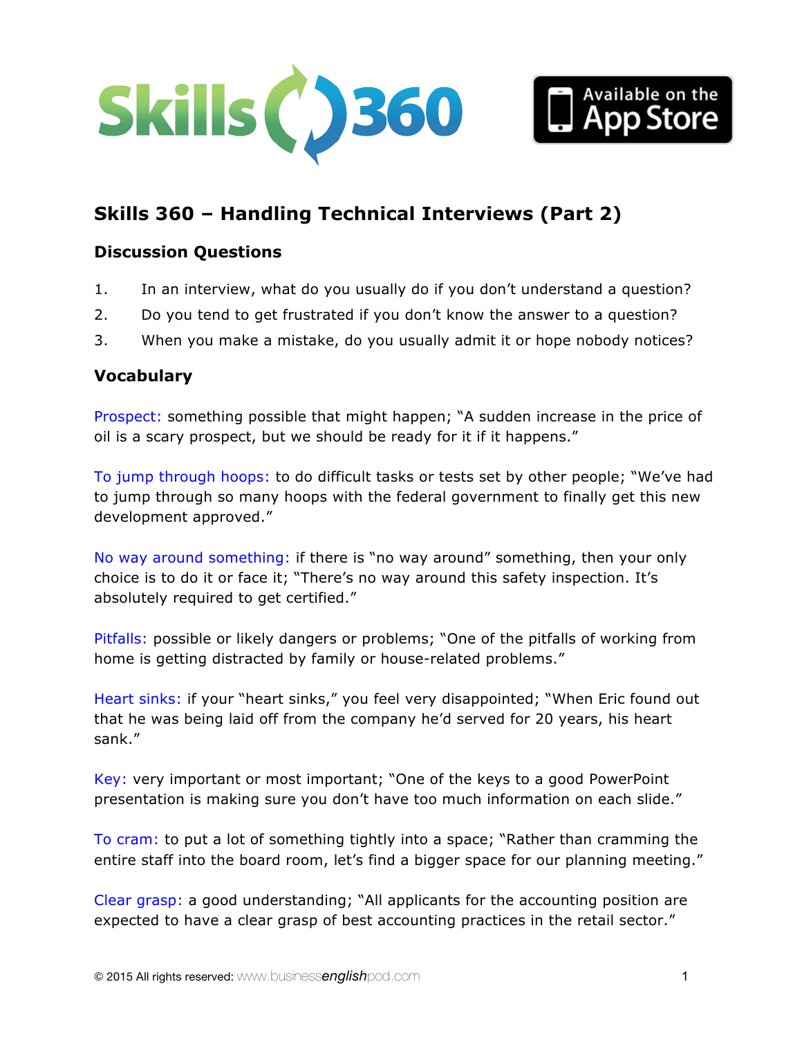# Skills 360 – Handling Technical Interviews (Part 2)

## Discussion Questions

1. In an interview, what do you usually do if you don't understand a question?
2. Do you tend to get frustrated if you don't know the answer to a question?
3. When you make a mistake, do you usually admit it or hope nobody notices?

## Vocabulary

**Prospect:** something possible that might happen; "A sudden increase in the price of oil is a scary prospect, but we should be ready for it if it happens."

**To jump through hoops:** to do difficult tasks or tests set by other people; "We've had to jump through so many hoops with the federal government to finally get this new development approved."

**No way around something:** if there is "no way around" something, then your only choice is to do it or face it; "There's no way around this safety inspection. It's absolutely required to get certified."

**Pitfalls:** possible or likely dangers or problems; "One of the pitfalls of working from home is getting distracted by family or house-related problems."

**Heart sinks:** if your "heart sinks," you feel very disappointed; "When Eric found out that he was being laid off from the company he'd served for 20 years, his heart sank."

**Key:** very important or most important; "One of the keys to a good PowerPoint presentation is making sure you don't have too much information on each slide."

**To cram:** to put a lot of something tightly into a space; "Rather than cramming the entire staff into the board room, let's find a bigger space for our planning meeting."

**Clear grasp:** a good understanding; "All applicants for the accounting position are expected to have a clear grasp of best accounting practices in the retail sector."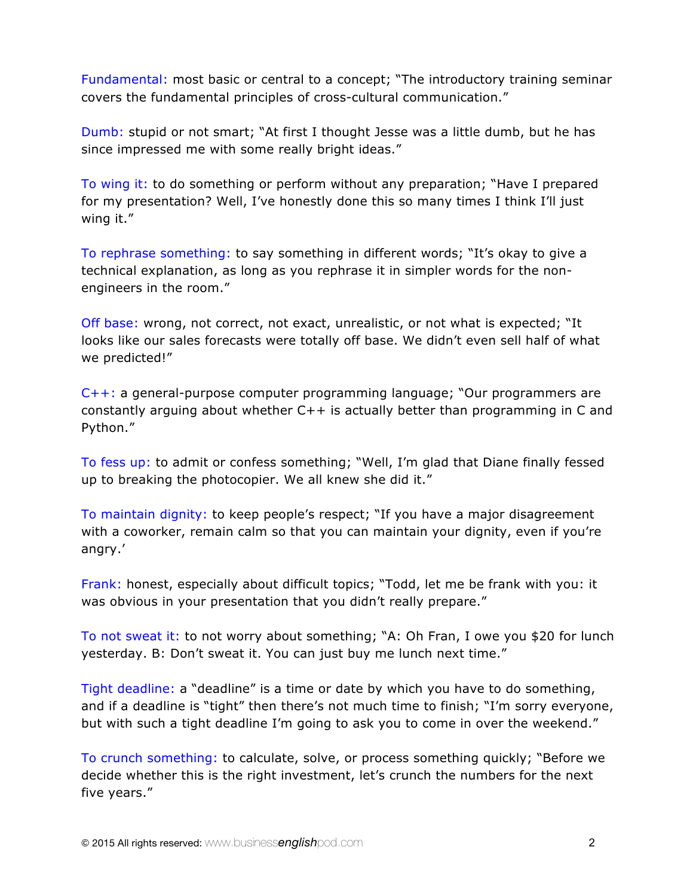Fundamental: most basic or central to a concept; "The introductory training seminar covers the fundamental principles of cross-cultural communication."

Dumb: stupid or not smart; "At first I thought Jesse was a little dumb, but he has since impressed me with some really bright ideas."

To wing it: to do something or perform without any preparation; "Have I prepared for my presentation? Well, I've honestly done this so many times I think I'll just wing it."

To rephrase something: to say something in different words; "It's okay to give a technical explanation, as long as you rephrase it in simpler words for the non-engineers in the room."

Off base: wrong, not correct, not exact, unrealistic, or not what is expected; "It looks like our sales forecasts were totally off base. We didn't even sell half of what we predicted!"

C++: a general-purpose computer programming language; "Our programmers are constantly arguing about whether C++ is actually better than programming in C and Python."

To fess up: to admit or confess something; "Well, I'm glad that Diane finally fessed up to breaking the photocopier. We all knew she did it."

To maintain dignity: to keep people's respect; "If you have a major disagreement with a coworker, remain calm so that you can maintain your dignity, even if you're angry.'

Frank: honest, especially about difficult topics; "Todd, let me be frank with you: it was obvious in your presentation that you didn't really prepare."

To not sweat it: to not worry about something; "A: Oh Fran, I owe you $20 for lunch yesterday. B: Don't sweat it. You can just buy me lunch next time."

Tight deadline: a "deadline" is a time or date by which you have to do something, and if a deadline is "tight" then there's not much time to finish; "I'm sorry everyone, but with such a tight deadline I'm going to ask you to come in over the weekend."

To crunch something: to calculate, solve, or process something quickly; "Before we decide whether this is the right investment, let's crunch the numbers for the next five years."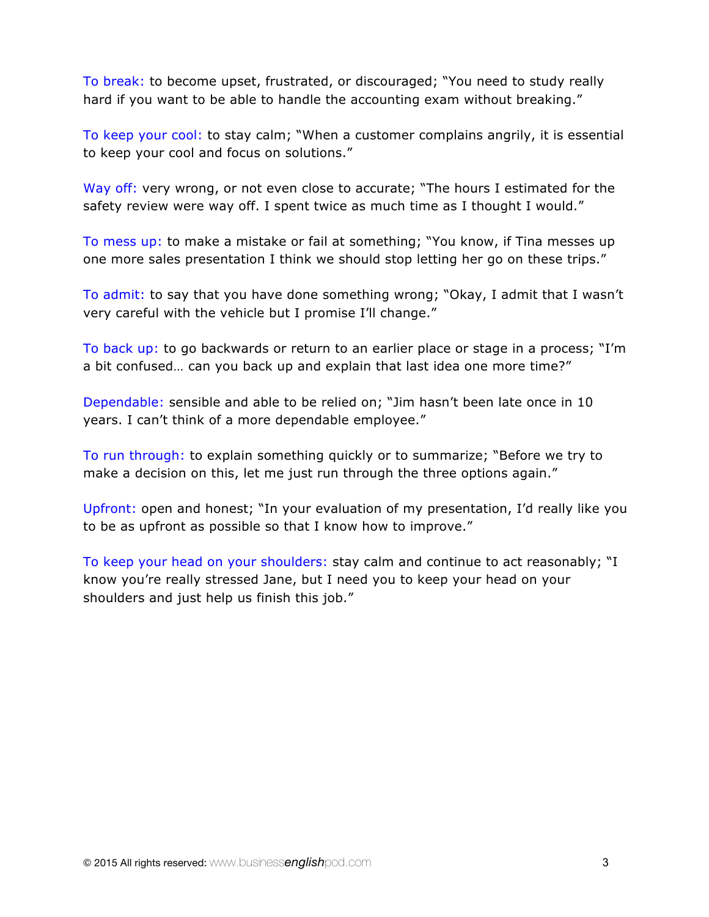To break: to become upset, frustrated, or discouraged; "You need to study really hard if you want to be able to handle the accounting exam without breaking."

To keep your cool: to stay calm; "When a customer complains angrily, it is essential to keep your cool and focus on solutions."

Way off: very wrong, or not even close to accurate; "The hours I estimated for the safety review were way off. I spent twice as much time as I thought I would."

To mess up: to make a mistake or fail at something; "You know, if Tina messes up one more sales presentation I think we should stop letting her go on these trips."

To admit: to say that you have done something wrong; "Okay, I admit that I wasn't very careful with the vehicle but I promise I'll change."

To back up: to go backwards or return to an earlier place or stage in a process; "I'm a bit confused… can you back up and explain that last idea one more time?"

Dependable: sensible and able to be relied on; "Jim hasn't been late once in 10 years. I can't think of a more dependable employee."

To run through: to explain something quickly or to summarize; "Before we try to make a decision on this, let me just run through the three options again."

Upfront: open and honest; "In your evaluation of my presentation, I'd really like you to be as upfront as possible so that I know how to improve."

To keep your head on your shoulders: stay calm and continue to act reasonably; "I know you're really stressed Jane, but I need you to keep your head on your shoulders and just help us finish this job."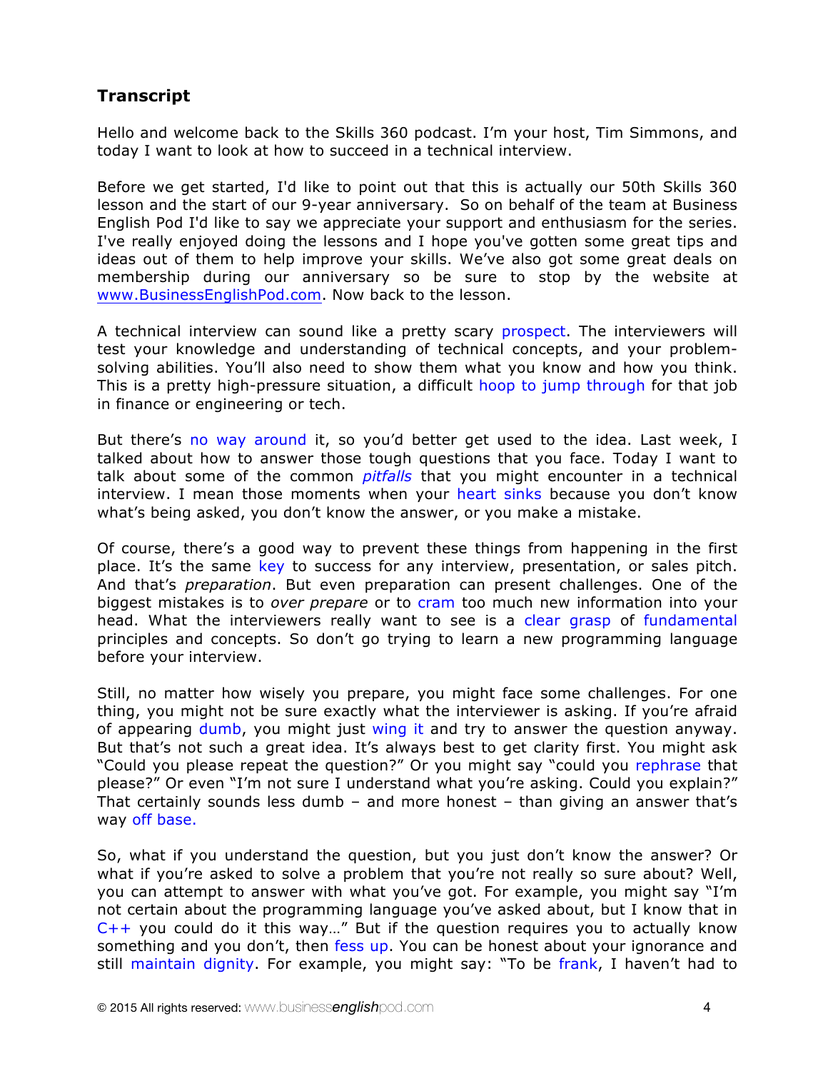## Transcript

Hello and welcome back to the Skills 360 podcast. I'm your host, Tim Simmons, and today I want to look at how to succeed in a technical interview.

Before we get started, I'd like to point out that this is actually our 50th Skills 360 lesson and the start of our 9-year anniversary. So on behalf of the team at Business English Pod I'd like to say we appreciate your support and enthusiasm for the series. I've really enjoyed doing the lessons and I hope you've gotten some great tips and ideas out of them to help improve your skills. We've also got some great deals on membership during our anniversary so be sure to stop by the website at www.BusinessEnglishPod.com. Now back to the lesson.

A technical interview can sound like a pretty scary prospect. The interviewers will test your knowledge and understanding of technical concepts, and your problem-solving abilities. You'll also need to show them what you know and how you think. This is a pretty high-pressure situation, a difficult hoop to jump through for that job in finance or engineering or tech.

But there's no way around it, so you'd better get used to the idea. Last week, I talked about how to answer those tough questions that you face. Today I want to talk about some of the common *pitfalls* that you might encounter in a technical interview. I mean those moments when your heart sinks because you don't know what's being asked, you don't know the answer, or you make a mistake.

Of course, there's a good way to prevent these things from happening in the first place. It's the same key to success for any interview, presentation, or sales pitch. And that's *preparation*. But even preparation can present challenges. One of the biggest mistakes is to *over prepare* or to cram too much new information into your head. What the interviewers really want to see is a clear grasp of fundamental principles and concepts. So don't go trying to learn a new programming language before your interview.

Still, no matter how wisely you prepare, you might face some challenges. For one thing, you might not be sure exactly what the interviewer is asking. If you're afraid of appearing dumb, you might just wing it and try to answer the question anyway. But that's not such a great idea. It's always best to get clarity first. You might ask "Could you please repeat the question?" Or you might say "could you rephrase that please?" Or even "I'm not sure I understand what you're asking. Could you explain?" That certainly sounds less dumb – and more honest – than giving an answer that's way off base.

So, what if you understand the question, but you just don't know the answer? Or what if you're asked to solve a problem that you're not really so sure about? Well, you can attempt to answer with what you've got. For example, you might say "I'm not certain about the programming language you've asked about, but I know that in C++ you could do it this way…" But if the question requires you to actually know something and you don't, then fess up. You can be honest about your ignorance and still maintain dignity. For example, you might say: "To be frank, I haven't had to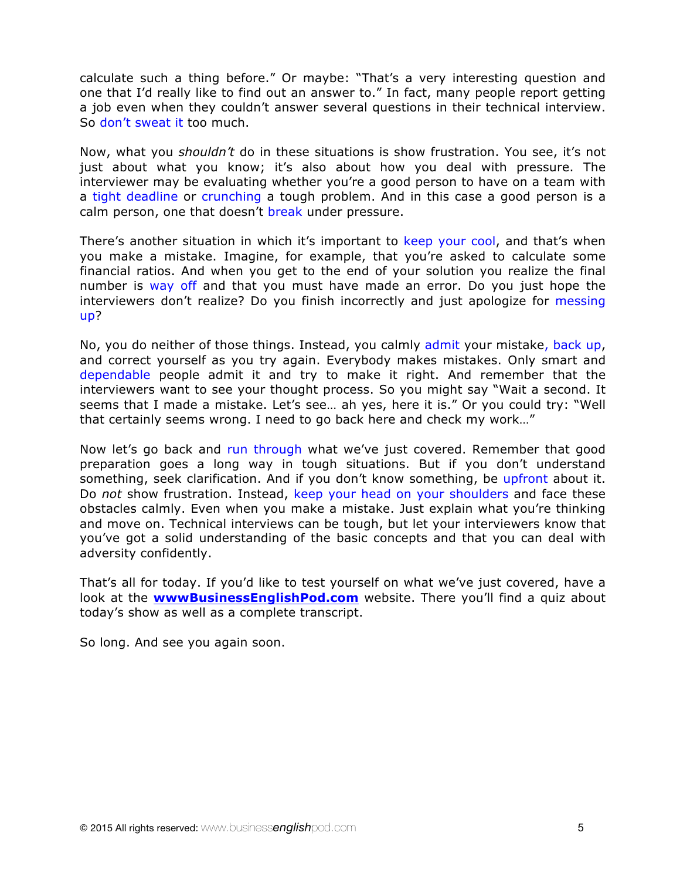calculate such a thing before." Or maybe: "That's a very interesting question and one that I'd really like to find out an answer to." In fact, many people report getting a job even when they couldn't answer several questions in their technical interview. So don't sweat it too much.

Now, what you *shouldn't* do in these situations is show frustration. You see, it's not just about what you know; it's also about how you deal with pressure. The interviewer may be evaluating whether you're a good person to have on a team with a tight deadline or crunching a tough problem. And in this case a good person is a calm person, one that doesn't break under pressure.

There's another situation in which it's important to keep your cool, and that's when you make a mistake. Imagine, for example, that you're asked to calculate some financial ratios. And when you get to the end of your solution you realize the final number is way off and that you must have made an error. Do you just hope the interviewers don't realize? Do you finish incorrectly and just apologize for messing up?

No, you do neither of those things. Instead, you calmly admit your mistake, back up, and correct yourself as you try again. Everybody makes mistakes. Only smart and dependable people admit it and try to make it right. And remember that the interviewers want to see your thought process. So you might say "Wait a second. It seems that I made a mistake. Let's see… ah yes, here it is." Or you could try: "Well that certainly seems wrong. I need to go back here and check my work…"

Now let's go back and run through what we've just covered. Remember that good preparation goes a long way in tough situations. But if you don't understand something, seek clarification. And if you don't know something, be upfront about it. Do *not* show frustration. Instead, keep your head on your shoulders and face these obstacles calmly. Even when you make a mistake. Just explain what you're thinking and move on. Technical interviews can be tough, but let your interviewers know that you've got a solid understanding of the basic concepts and that you can deal with adversity confidently.

That's all for today. If you'd like to test yourself on what we've just covered, have a look at the **wwwBusinessEnglishPod.com** website. There you'll find a quiz about today's show as well as a complete transcript.

So long. And see you again soon.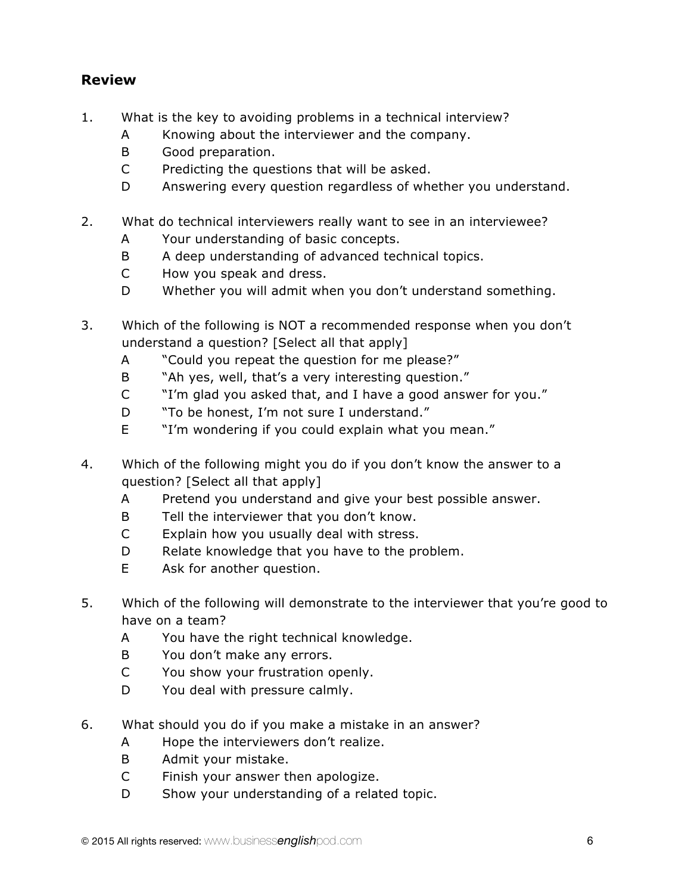## Review

1. What is the key to avoiding problems in a technical interview?
   - A Knowing about the interviewer and the company.
   - B Good preparation.
   - C Predicting the questions that will be asked.
   - D Answering every question regardless of whether you understand.

2. What do technical interviewers really want to see in an interviewee?
   - A Your understanding of basic concepts.
   - B A deep understanding of advanced technical topics.
   - C How you speak and dress.
   - D Whether you will admit when you don't understand something.

3. Which of the following is NOT a recommended response when you don't understand a question? [Select all that apply]
   - A "Could you repeat the question for me please?"
   - B "Ah yes, well, that's a very interesting question."
   - C "I'm glad you asked that, and I have a good answer for you."
   - D "To be honest, I'm not sure I understand."
   - E "I'm wondering if you could explain what you mean."

4. Which of the following might you do if you don't know the answer to a question? [Select all that apply]
   - A Pretend you understand and give your best possible answer.
   - B Tell the interviewer that you don't know.
   - C Explain how you usually deal with stress.
   - D Relate knowledge that you have to the problem.
   - E Ask for another question.

5. Which of the following will demonstrate to the interviewer that you're good to have on a team?
   - A You have the right technical knowledge.
   - B You don't make any errors.
   - C You show your frustration openly.
   - D You deal with pressure calmly.

6. What should you do if you make a mistake in an answer?
   - A Hope the interviewers don't realize.
   - B Admit your mistake.
   - C Finish your answer then apologize.
   - D Show your understanding of a related topic.

© 2015 All rights reserved: www.businessenglishpod.com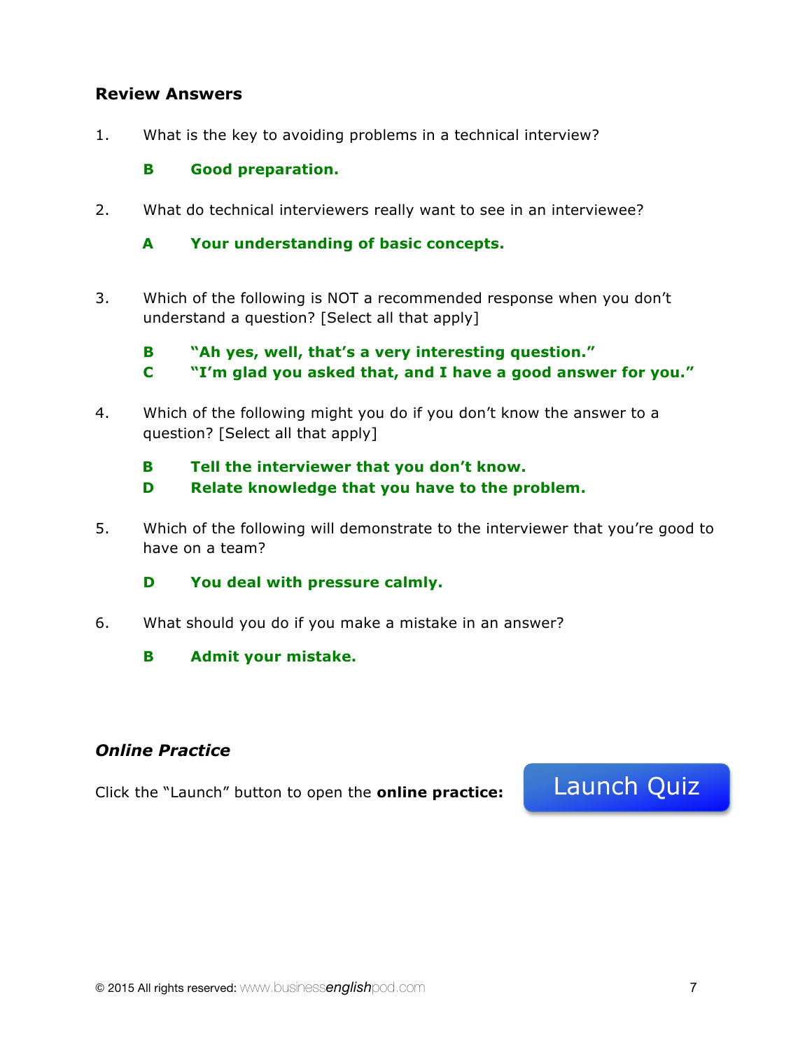## Review Answers

1. What is the key to avoiding problems in a technical interview?

   **B Good preparation.**

2. What do technical interviewers really want to see in an interviewee?

   **A Your understanding of basic concepts.**

3. Which of the following is NOT a recommended response when you don't understand a question? [Select all that apply]

   **B "Ah yes, well, that's a very interesting question."**
   **C "I'm glad you asked that, and I have a good answer for you."**

4. Which of the following might you do if you don't know the answer to a question? [Select all that apply]

   **B Tell the interviewer that you don't know.**
   **D Relate knowledge that you have to the problem.**

5. Which of the following will demonstrate to the interviewer that you're good to have on a team?

   **D You deal with pressure calmly.**

6. What should you do if you make a mistake in an answer?

   **B Admit your mistake.**

### *Online Practice*

Click the "Launch" button to open the **online practice:** Launch Quiz

© 2015 All rights reserved: www.businessenglishpod.com